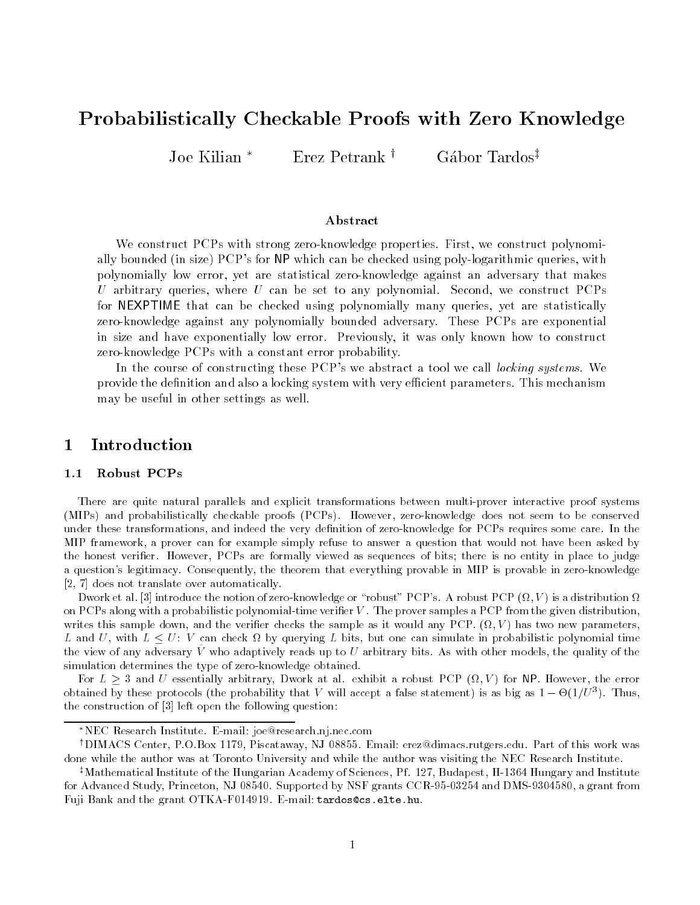# Probabilistically Checkable Proofs with Zero Knowledge

Joe Kilian [*] Erez Petrank [†] Gábor Tardos [‡]

### Abstract

We construct PCPs with strong zero-knowledge properties. First, we construct polynomially bounded (in size) PCP's for NP which can be checked using poly-logarithmic queries, with polynomially low error, yet are statistical zero-knowledge against an adversary that makes $U$ arbitrary queries, where $U$ can be set to any polynomial. Second, we construct PCPs for NEXPTIME that can be checked using polynomially many queries, yet are statistically zero-knowledge against any polynomially bounded adversary. These PCPs are exponential in size and have exponentially low error. Previously, it was only known how to construct zero-knowledge PCPs with a constant error probability.

In the course of constructing these PCP's we abstract a tool we call *locking systems*. We provide the definition and also a locking system with very efficient parameters. This mechanism may be useful in other settings as well.

## 1 Introduction

### 1.1 Robust PCPs

There are quite natural parallels and explicit transformations between multi-prover interactive proof systems (MIPs) and probabilistically checkable proofs (PCPs). However, zero-knowledge does not seem to be conserved under these transformations, and indeed the very definition of zero-knowledge for PCPs requires some care. In the MIP framework, a prover can for example simply refuse to answer a question that would not have been asked by the honest verifier. However, PCPs are formally viewed as sequences of bits; there is no entity in place to judge a question's legitimacy. Consequently, the theorem that everything provable in MIP is provable in zero-knowledge [2, 7] does not translate over automatically.

Dwork et al. [3] introduce the notion of zero-knowledge or "robust" PCP's. A robust PCP $(\Omega, V)$ is a distribution $\Omega$ on PCPs along with a probabilistic polynomial-time verifier $V$. The prover samples a PCP from the given distribution, writes this sample down, and the verifier checks the sample as it would any PCP. $(\Omega, V)$ has two new parameters, $L$ and $U$, with $L \leq U$: $V$ can check $\Omega$ by querying $L$ bits, but one can simulate in probabilistic polynomial time the view of any adversary $\hat{V}$ who adaptively reads up to $U$ arbitrary bits. As with other models, the quality of the simulation determines the type of zero-knowledge obtained.

For $L \geq 3$ and $U$ essentially arbitrary, Dwork at al. exhibit a robust PCP $(\Omega, V)$ for NP. However, the error obtained by these protocols (the probability that $V$ will accept a false statement) is as big as $1 - \Theta(1/U^3)$. Thus, the construction of [3] left open the following question:

---

[*] NEC Research Institute. E-mail: joe@research.nj.nec.com

[†] DIMACS Center, P.O.Box 1179, Piscataway, NJ 08855. Email: erez@dimacs.rutgers.edu. Part of this work was done while the author was at Toronto University and while the author was visiting the NEC Research Institute.

[‡] Mathematical Institute of the Hungarian Academy of Sciences, Pf. 127, Budapest, H-1364 Hungary and Institute for Advanced Study, Princeton, NJ 08540. Supported by NSF grants CCR-95-03254 and DMS-9304580, a grant from Fuji Bank and the grant OTKA-F014919. E-mail: tardos@cs.elte.hu.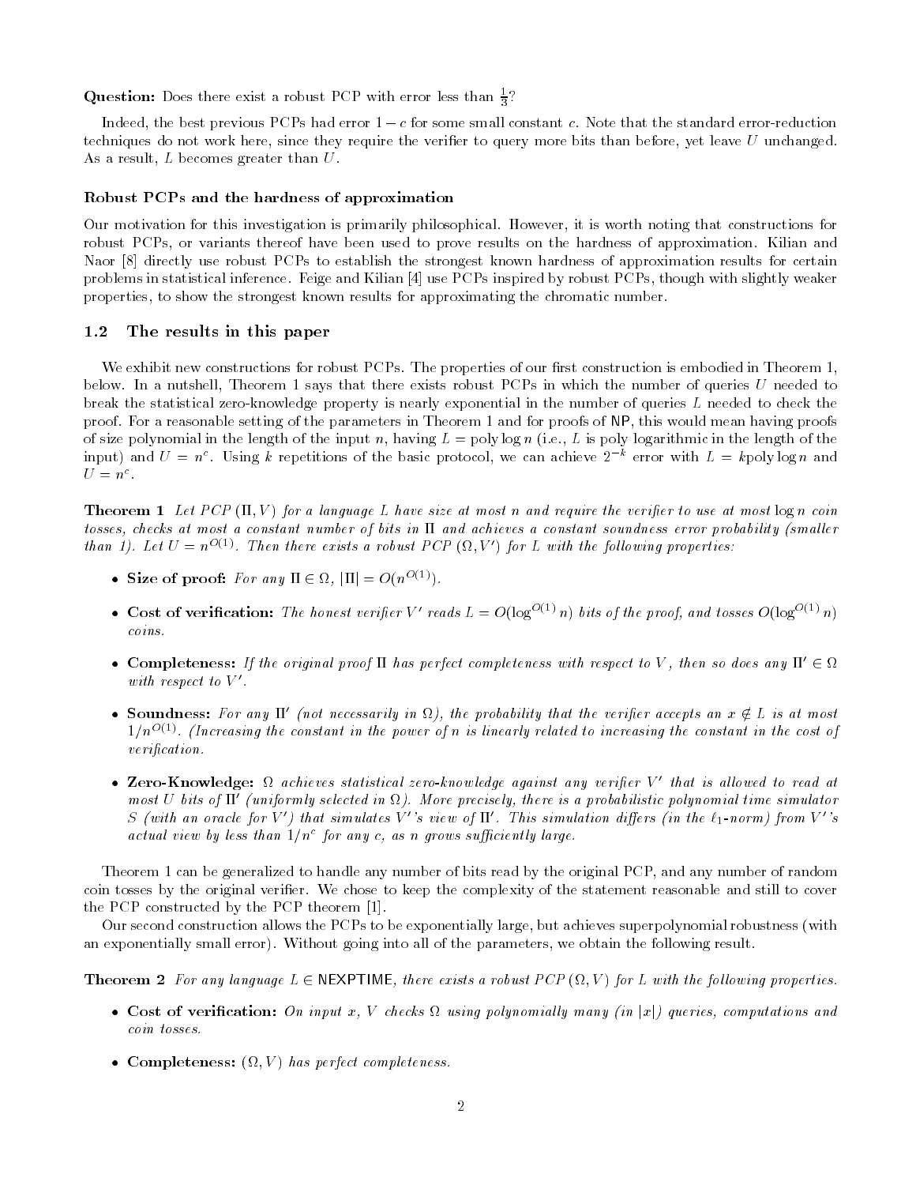**Question:** Does there exist a robust PCP with error less than $\frac{1}{3}$?

Indeed, the best previous PCPs had error $1 - c$ for some small constant $c$. Note that the standard error-reduction techniques do not work here, since they require the verifier to query more bits than before, yet leave $U$ unchanged. As a result, $L$ becomes greater than $U$.

### Robust PCPs and the hardness of approximation

Our motivation for this investigation is primarily philosophical. However, it is worth noting that constructions for robust PCPs, or variants thereof have been used to prove results on the hardness of approximation. Kilian and Naor [8] directly use robust PCPs to establish the strongest known hardness of approximation results for certain problems in statistical inference. Feige and Kilian [4] use PCPs inspired by robust PCPs, though with slightly weaker properties, to show the strongest known results for approximating the chromatic number.

## 1.2 The results in this paper

We exhibit new constructions for robust PCPs. The properties of our first construction is embodied in Theorem 1, below. In a nutshell, Theorem 1 says that there exists robust PCPs in which the number of queries $U$ needed to break the statistical zero-knowledge property is nearly exponential in the number of queries $L$ needed to check the proof. For a reasonable setting of the parameters in Theorem 1 and for proofs of NP, this would mean having proofs of size polynomial in the length of the input $n$, having $L = \text{poly} \log n$ (i.e., $L$ is poly logarithmic in the length of the input) and $U = n^c$. Using $k$ repetitions of the basic protocol, we can achieve $2^{-k}$ error with $L = k\text{poly} \log n$ and $U = n^c$.

**Theorem 1** *Let PCP $(\Pi, V)$ for a language $L$ have size at most $n$ and require the verifier to use at most $\log n$ coin tosses, checks at most a constant number of bits in $\Pi$ and achieves a constant soundness error probability (smaller than 1). Let $U = n^{O(1)}$. Then there exists a robust PCP $(\Omega, V')$ for $L$ with the following properties:*

- **Size of proof:** *For any $\Pi \in \Omega$, $|\Pi| = O(n^{O(1)})$.*
- **Cost of verification:** *The honest verifier $V'$ reads $L = O(\log^{O(1)} n)$ bits of the proof, and tosses $O(\log^{O(1)} n)$ coins.*
- **Completeness:** *If the original proof $\Pi$ has perfect completeness with respect to $V$, then so does any $\Pi' \in \Omega$ with respect to $V'$.*
- **Soundness:** *For any $\Pi'$ (not necessarily in $\Omega$), the probability that the verifier accepts an $x \notin L$ is at most $1/n^{O(1)}$. (Increasing the constant in the power of $n$ is linearly related to increasing the constant in the cost of verification.*
- **Zero-Knowledge:** *$\Omega$ achieves statistical zero-knowledge against any verifier $V'$ that is allowed to read at most $U$ bits of $\Pi'$ (uniformly selected in $\Omega$). More precisely, there is a probabilistic polynomial time simulator $S$ (with an oracle for $V'$) that simulates $V'$'s view of $\Pi'$. This simulation differs (in the $\ell_1$-norm) from $V'$'s actual view by less than $1/n^c$ for any $c$, as $n$ grows sufficiently large.*

Theorem 1 can be generalized to handle any number of bits read by the original PCP, and any number of random coin tosses by the original verifier. We chose to keep the complexity of the statement reasonable and still to cover the PCP constructed by the PCP theorem [1].

Our second construction allows the PCPs to be exponentially large, but achieves superpolynomial robustness (with an exponentially small error). Without going into all of the parameters, we obtain the following result.

**Theorem 2** *For any language $L \in$ NEXPTIME, there exists a robust PCP $(\Omega, V)$ for $L$ with the following properties.*

- **Cost of verification:** *On input $x$, $V$ checks $\Omega$ using polynomially many (in $|x|$) queries, computations and coin tosses.*
- **Completeness:** *$(\Omega, V)$ has perfect completeness.*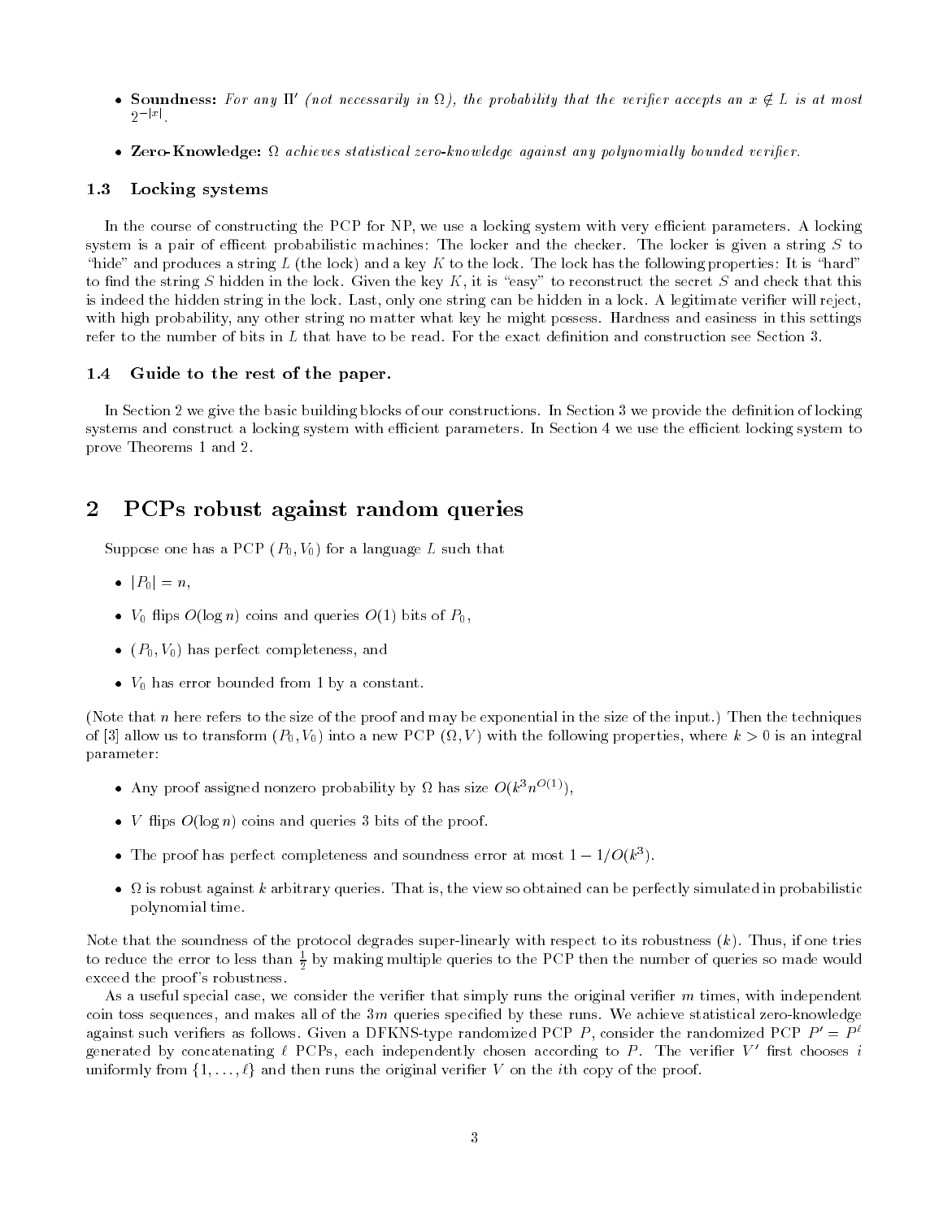- **Soundness:** *For any $\Pi'$ (not necessarily in $\Omega$), the probability that the verifier accepts an $x \notin L$ is at most $2^{-|x|}$.*

- **Zero-Knowledge:** *$\Omega$ achieves statistical zero-knowledge against any polynomially bounded verifier.*

### 1.3 Locking systems

In the course of constructing the PCP for NP, we use a locking system with very efficient parameters. A locking system is a pair of efficent probabilistic machines: The locker and the checker. The locker is given a string $S$ to "hide" and produces a string $L$ (the lock) and a key $K$ to the lock. The lock has the following properties: It is "hard" to find the string $S$ hidden in the lock. Given the key $K$, it is "easy" to reconstruct the secret $S$ and check that this is indeed the hidden string in the lock. Last, only one string can be hidden in a lock. A legitimate verifier will reject, with high probability, any other string no matter what key he might possess. Hardness and easiness in this settings refer to the number of bits in $L$ that have to be read. For the exact definition and construction see Section 3.

### 1.4 Guide to the rest of the paper.

In Section 2 we give the basic building blocks of our constructions. In Section 3 we provide the definition of locking systems and construct a locking system with efficient parameters. In Section 4 we use the efficient locking system to prove Theorems 1 and 2.

## 2 PCPs robust against random queries

Suppose one has a PCP $(P_0, V_0)$ for a language $L$ such that

- $|P_0| = n$,
- $V_0$ flips $O(\log n)$ coins and queries $O(1)$ bits of $P_0$,
- $(P_0, V_0)$ has perfect completeness, and
- $V_0$ has error bounded from 1 by a constant.

(Note that $n$ here refers to the size of the proof and may be exponential in the size of the input.) Then the techniques of [3] allow us to transform $(P_0, V_0)$ into a new PCP $(\Omega, V)$ with the following properties, where $k > 0$ is an integral parameter:

- Any proof assigned nonzero probability by $\Omega$ has size $O(k^3 n^{O(1)})$,
- $V$ flips $O(\log n)$ coins and queries 3 bits of the proof.
- The proof has perfect completeness and soundness error at most $1 - 1/O(k^3)$.
- $\Omega$ is robust against $k$ arbitrary queries. That is, the view so obtained can be perfectly simulated in probabilistic polynomial time.

Note that the soundness of the protocol degrades super-linearly with respect to its robustness ($k$). Thus, if one tries to reduce the error to less than $\frac{1}{2}$ by making multiple queries to the PCP then the number of queries so made would exceed the proof's robustness.

As a useful special case, we consider the verifier that simply runs the original verifier $m$ times, with independent coin toss sequences, and makes all of the $3m$ queries specified by these runs. We achieve statistical zero-knowledge against such verifiers as follows. Given a DFKNS-type randomized PCP $P$, consider the randomized PCP $P' = P^\ell$ generated by concatenating $\ell$ PCPs, each independently chosen according to $P$. The verifier $V'$ first chooses $i$ uniformly from $\{1, \ldots, \ell\}$ and then runs the original verifier $V$ on the $i$th copy of the proof.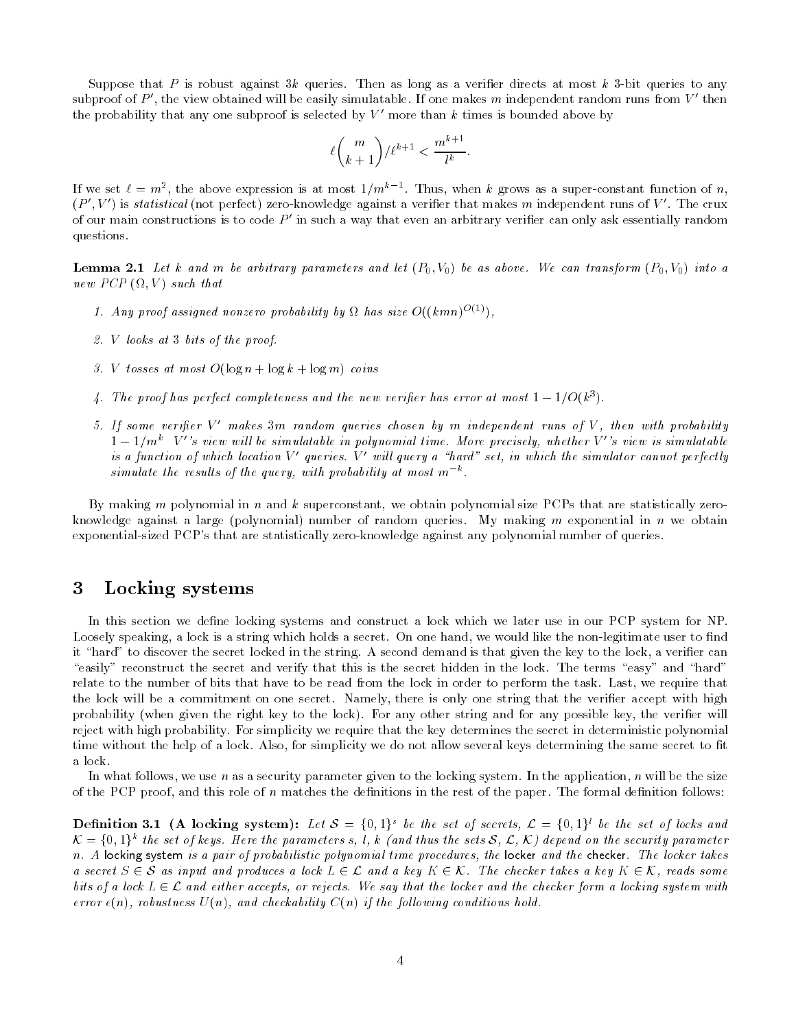Suppose that $P$ is robust against $3k$ queries. Then as long as a verifier directs at most $k$ 3-bit queries to any subproof of $P'$, the view obtained will be easily simulatable. If one makes $m$ independent random runs from $V'$ then the probability that any one subproof is selected by $V'$ more than $k$ times is bounded above by

$$\ell \binom{m}{k+1} / \ell^{k+1} < \frac{m^{k+1}}{l^k}.$$

If we set $\ell = m^2$, the above expression is at most $1/m^{k-1}$. Thus, when $k$ grows as a super-constant function of $n$, $(P', V')$ is *statistical* (not perfect) zero-knowledge against a verifier that makes $m$ independent runs of $V'$. The crux of our main constructions is to code $P'$ in such a way that even an arbitrary verifier can only ask essentially random questions.

**Lemma 2.1** *Let $k$ and $m$ be arbitrary parameters and let $(P_0, V_0)$ be as above. We can transform $(P_0, V_0)$ into a new PCP $(\Omega, V)$ such that*

1. *Any proof assigned nonzero probability by $\Omega$ has size $O((kmn)^{O(1)})$,*
2. *$V$ looks at 3 bits of the proof.*
3. *$V$ tosses at most $O(\log n + \log k + \log m)$ coins*
4. *The proof has perfect completeness and the new verifier has error at most $1 - 1/O(k^3)$.*
5. *If some verifier $V'$ makes $3m$ random queries chosen by $m$ independent runs of $V$, then with probability $1 - 1/m^k$ $V'$'s view will be simulatable in polynomial time. More precisely, whether $V'$'s view is simulatable is a function of which location $V'$ queries. $V'$ will query a "hard" set, in which the simulator cannot perfectly simulate the results of the query, with probability at most $m^{-k}$.*

By making $m$ polynomial in $n$ and $k$ superconstant, we obtain polynomial size PCPs that are statistically zero-knowledge against a large (polynomial) number of random queries. My making $m$ exponential in $n$ we obtain exponential-sized PCP's that are statistically zero-knowledge against any polynomial number of queries.

# 3 Locking systems

In this section we define locking systems and construct a lock which we later use in our PCP system for NP. Loosely speaking, a lock is a string which holds a secret. On one hand, we would like the non-legitimate user to find it "hard" to discover the secret locked in the string. A second demand is that given the key to the lock, a verifier can "easily" reconstruct the secret and verify that this is the secret hidden in the lock. The terms "easy" and "hard" relate to the number of bits that have to be read from the lock in order to perform the task. Last, we require that the lock will be a commitment on one secret. Namely, there is only one string that the verifier accept with high probability (when given the right key to the lock). For any other string and for any possible key, the verifier will reject with high probability. For simplicity we require that the key determines the secret in deterministic polynomial time without the help of a lock. Also, for simplicity we do not allow several keys determining the same secret to fit a lock.

In what follows, we use $n$ as a security parameter given to the locking system. In the application, $n$ will be the size of the PCP proof, and this role of $n$ matches the definitions in the rest of the paper. The formal definition follows:

**Definition 3.1 (A locking system):** *Let $\mathcal{S} = \{0,1\}^s$ be the set of secrets, $\mathcal{L} = \{0,1\}^l$ be the set of locks and $\mathcal{K} = \{0,1\}^k$ the set of keys. Here the parameters $s$, $l$, $k$ (and thus the sets $\mathcal{S}$, $\mathcal{L}$, $\mathcal{K}$) depend on the security parameter $n$. A* locking system *is a pair of probabilistic polynomial time procedures, the* locker *and the* checker*. The locker takes a secret $S \in \mathcal{S}$ as input and produces a lock $L \in \mathcal{L}$ and a key $K \in \mathcal{K}$. The checker takes a key $K \in \mathcal{K}$, reads some bits of a lock $L \in \mathcal{L}$ and either accepts, or rejects. We say that the locker and the checker form a locking system with error $\epsilon(n)$, robustness $U(n)$, and checkability $C(n)$ if the following conditions hold.*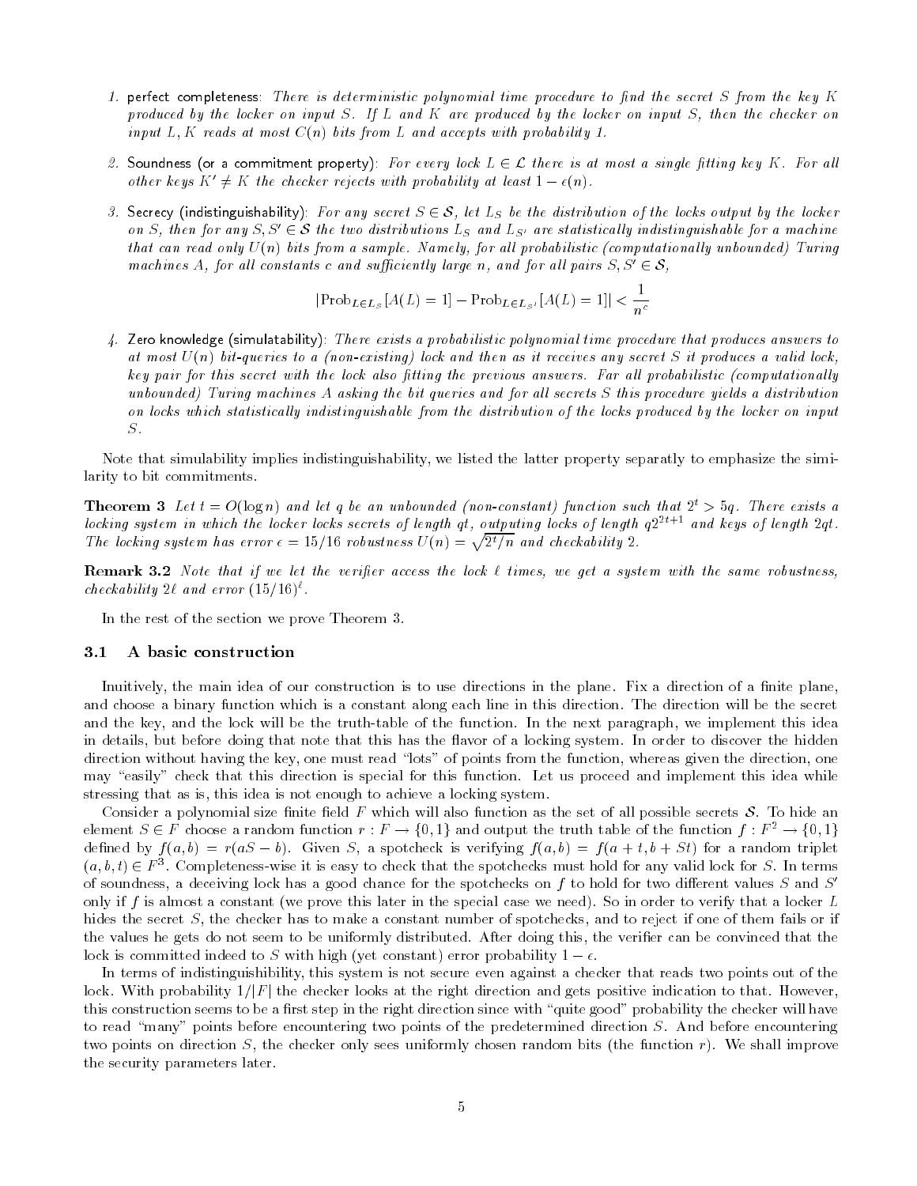1. perfect completeness: *There is deterministic polynomial time procedure to find the secret $S$ from the key $K$ produced by the locker on input $S$. If $L$ and $K$ are produced by the locker on input $S$, then the checker on input $L, K$ reads at most $C(n)$ bits from $L$ and accepts with probability 1.*

2. Soundness (or a commitment property): *For every lock $L \in \mathcal{L}$ there is at most a single fitting key $K$. For all other keys $K' \neq K$ the checker rejects with probability at least $1 - \epsilon(n)$.*

3. Secrecy (indistinguishability): *For any secret $S \in \mathcal{S}$, let $L_S$ be the distribution of the locks output by the locker on $S$, then for any $S, S' \in \mathcal{S}$ the two distributions $L_S$ and $L_{S'}$ are statistically indistinguishable for a machine that can read only $U(n)$ bits from a sample. Namely, for all probabilistic (computationally unbounded) Turing machines $A$, for all constants $c$ and sufficiently large $n$, and for all pairs $S, S' \in \mathcal{S}$,*

$$|\text{Prob}_{L \in L_S}[A(L) = 1] - \text{Prob}_{L \in L_{S'}}[A(L) = 1]| < \frac{1}{n^c}$$

4. Zero knowledge (simulatability): *There exists a probabilistic polynomial time procedure that produces answers to at most $U(n)$ bit-queries to a (non-existing) lock and then as it receives any secret $S$ it produces a valid lock, key pair for this secret with the lock also fitting the previous answers. Far all probabilistic (computationally unbounded) Turing machines $A$ asking the bit queries and for all secrets $S$ this procedure yields a distribution on locks which statistically indistinguishable from the distribution of the locks produced by the locker on input $S$.*

Note that simulability implies indistinguishability, we listed the latter property separatly to emphasize the similarity to bit commitments.

**Theorem 3** *Let $t = O(\log n)$ and let $q$ be an unbounded (non-constant) function such that $2^t > 5q$. There exists a locking system in which the locker locks secrets of length $qt$, outputing locks of length $q2^{2t+1}$ and keys of length $2qt$. The locking system has error $\epsilon = 15/16$ robustness $U(n) = \sqrt{2^t/n}$ and checkability 2.*

**Remark 3.2** *Note that if we let the verifier access the lock $\ell$ times, we get a system with the same robustness, checkability $2\ell$ and error $(15/16)^\ell$.*

In the rest of the section we prove Theorem 3.

### 3.1 A basic construction

Inuitively, the main idea of our construction is to use directions in the plane. Fix a direction of a finite plane, and choose a binary function which is a constant along each line in this direction. The direction will be the secret and the key, and the lock will be the truth-table of the function. In the next paragraph, we implement this idea in details, but before doing that note that this has the flavor of a locking system. In order to discover the hidden direction without having the key, one must read "lots" of points from the function, whereas given the direction, one may "easily" check that this direction is special for this function. Let us proceed and implement this idea while stressing that as is, this idea is not enough to achieve a locking system.

Consider a polynomial size finite field $F$ which will also function as the set of all possible secrets $\mathcal{S}$. To hide an element $S \in F$ choose a random function $r : F \to \{0, 1\}$ and output the truth table of the function $f : F^2 \to \{0, 1\}$ defined by $f(a, b) = r(aS - b)$. Given $S$, a spotcheck is verifying $f(a, b) = f(a + t, b + St)$ for a random triplet $(a, b, t) \in F^3$. Completeness-wise it is easy to check that the spotchecks must hold for any valid lock for $S$. In terms of soundness, a deceiving lock has a good chance for the spotchecks on $f$ to hold for two different values $S$ and $S'$ only if $f$ is almost a constant (we prove this later in the special case we need). So in order to verify that a locker $L$ hides the secret $S$, the checker has to make a constant number of spotchecks, and to reject if one of them fails or if the values he gets do not seem to be uniformly distributed. After doing this, the verifier can be convinced that the lock is committed indeed to $S$ with high (yet constant) error probability $1 - \epsilon$.

In terms of indistinguishibility, this system is not secure even against a checker that reads two points out of the lock. With probability $1/|F|$ the checker looks at the right direction and gets positive indication to that. However, this construction seems to be a first step in the right direction since with "quite good" probability the checker will have to read "many" points before encountering two points of the predetermined direction $S$. And before encountering two points on direction $S$, the checker only sees uniformly chosen random bits (the function $r$). We shall improve the security parameters later.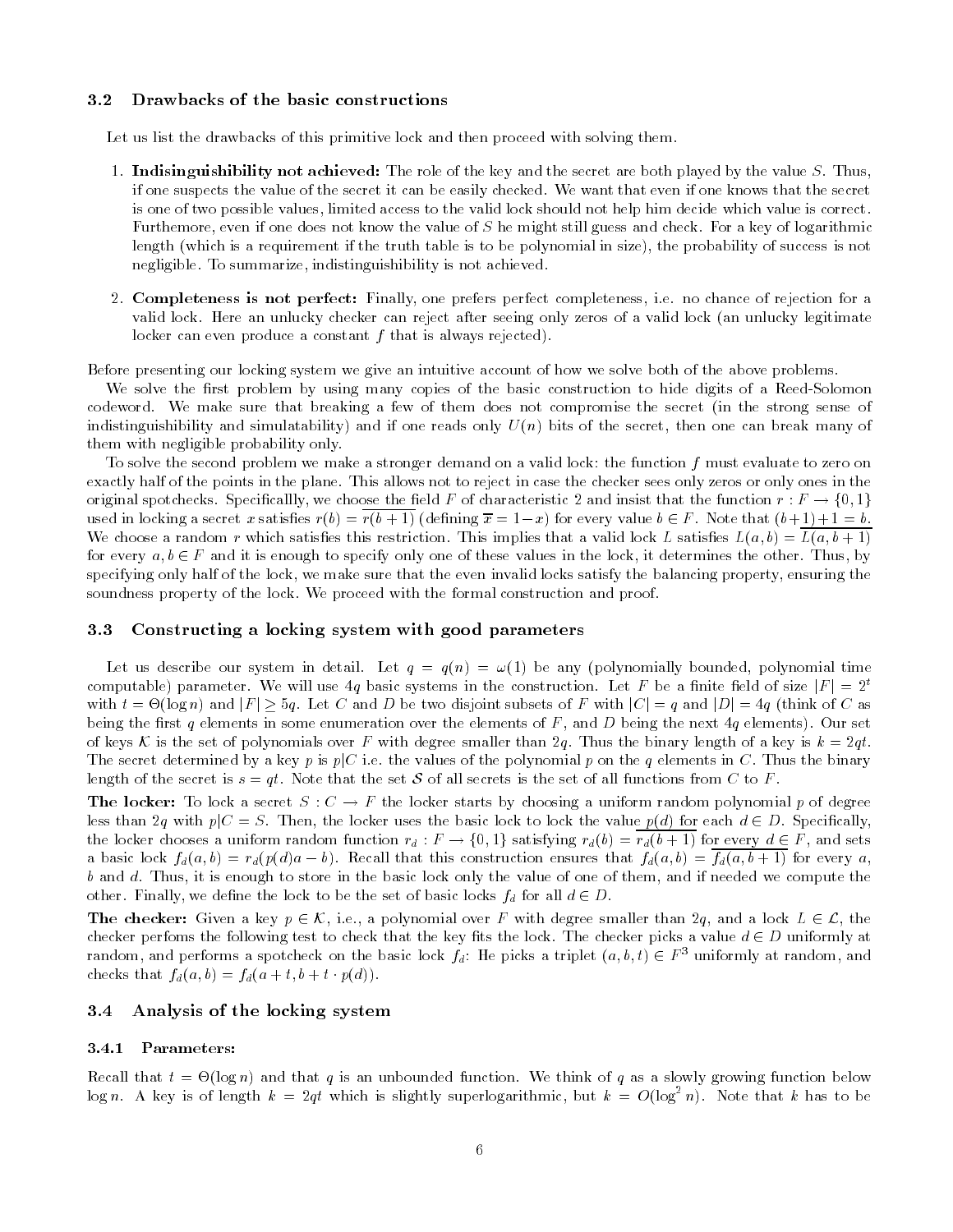### 3.2 Drawbacks of the basic constructions

Let us list the drawbacks of this primitive lock and then proceed with solving them.

1. **Indisinguishability not achieved:** The role of the key and the secret are both played by the value $S$. Thus, if one suspects the value of the secret it can be easily checked. We want that even if one knows that the secret is one of two possible values, limited access to the valid lock should not help him decide which value is correct. Futhemore, even if one does not know the value of $S$ he might still guess and check. For a key of logarithmic length (which is a requirement if the truth table is to be polynomial in size), the probability of success is not negligible. To summarize, indistinguishability is not achieved.

2. **Completeness is not perfect:** Finally, one prefers perfect completeness, i.e. no chance of rejection for a valid lock. Here an unlucky checker can reject after seeing only zeros of a valid lock (an unlucky legitimate locker can even produce a constant $f$ that is always rejected).

Before presenting our locking system we give an intuitive account of how we solve both of the above problems.

We solve the first problem by using many copies of the basic construction to hide digits of a Reed-Solomon codeword. We make sure that breaking a few of them does not compromise the secret (in the strong sense of indistinguishability and simulatability) and if one reads only $U(n)$ bits of the secret, then one can break many of them with negligible probability only.

To solve the second problem we make a stronger demand on a valid lock: the function $f$ must evaluate to zero on exactly half of the points in the plane. This allows not to reject in case the checker sees only zeros or only ones in the original spotchecks. Specificallly, we choose the field $F$ of characteristic 2 and insist that the function $r : F \rightarrow \{0, 1\}$ used in locking a secret $x$ satisfies $r(b) = \overline{r(b+1)}$ (defining $\overline{x} = 1-x$) for every value $b \in F$. Note that $(b+1)+1 = b$. We choose a random $r$ which satisfies this restriction. This implies that a valid lock $L$ satisfies $L(a, b) = \overline{L(a, b+1)}$ for every $a, b \in F$ and it is enough to specify only one of these values in the lock, it determines the other. Thus, by specifying only half of the lock, we make sure that the even invalid locks satisfy the balancing property, ensuring the soundness property of the lock. We proceed with the formal construction and proof.

### 3.3 Constructing a locking system with good parameters

Let us describe our system in detail. Let $q = q(n) = \omega(1)$ be any (polynomially bounded, polynomial time computable) parameter. We will use $4q$ basic systems in the construction. Let $F$ be a finite field of size $|F| = 2^t$ with $t = \Theta(\log n)$ and $|F| \geq 5q$. Let $C$ and $D$ be two disjoint subsets of $F$ with $|C| = q$ and $|D| = 4q$ (think of $C$ as being the first $q$ elements in some enumeration over the elements of $F$, and $D$ being the next $4q$ elements). Our set of keys $\mathcal{K}$ is the set of polynomials over $F$ with degree smaller than $2q$. Thus the binary length of a key is $k = 2qt$. The secret determined by a key $p$ is $p|C$ i.e. the values of the polynomial $p$ on the $q$ elements in $C$. Thus the binary length of the secret is $s = qt$. Note that the set $\mathcal{S}$ of all secrets is the set of all functions from $C$ to $F$.

**The locker:** To lock a secret $S : C \rightarrow F$ the locker starts by choosing a uniform random polynomial $p$ of degree less than $2q$ with $p|C = S$. Then, the locker uses the basic lock to lock the value $p(d)$ for each $d \in D$. Specifically, the locker chooses a uniform random function $r_d : F \rightarrow \{0, 1\}$ satisfying $r_d(b) = \overline{r_d(b+1)}$ for every $d \in F$, and sets a basic lock $f_d(a, b) = r_d(p(d)a - b)$. Recall that this construction ensures that $f_d(a, b) = \overline{f_d(a, b+1)}$ for every $a$, $b$ and $d$. Thus, it is enough to store in the basic lock only the value of one of them, and if needed we compute the other. Finally, we define the lock to be the set of basic locks $f_d$ for all $d \in D$.

**The checker:** Given a key $p \in \mathcal{K}$, i.e., a polynomial over $F$ with degree smaller than $2q$, and a lock $L \in \mathcal{L}$, the checker perfoms the following test to check that the key fits the lock. The checker picks a value $d \in D$ uniformly at random, and performs a spotcheck on the basic lock $f_d$: He picks a triplet $(a, b, t) \in F^3$ uniformly at random, and checks that $f_d(a, b) = f_d(a + t, b + t \cdot p(d))$.

### 3.4 Analysis of the locking system

#### 3.4.1 Parameters:

Recall that $t = \Theta(\log n)$ and that $q$ is an unbounded function. We think of $q$ as a slowly growing function below $\log n$. A key is of length $k = 2qt$ which is slightly superlogarithmic, but $k = O(\log^2 n)$. Note that $k$ has to be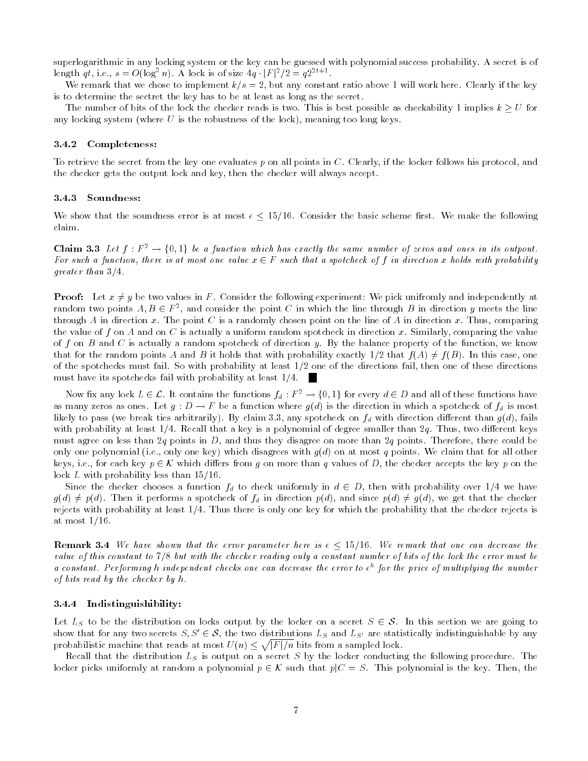superlogarithmic in any locking system or the key can be guessed with polynomial success probability. A secret is of length $qt$, i.e., $s = O(\log^2 n)$. A lock is of size $4q \cdot |F|^2/2 = q2^{2t+1}$.

We remark that we chose to implement $k/s = 2$, but any constant ratio above 1 will work here. Clearly if the key is to determine the sectret the key has to be at least as long as the secret.

The number of bits of the lock the checker reads is two. This is best possible as checkability 1 implies $k \geq U$ for any locking system (where $U$ is the robustness of the lock), meaning too long keys.

### 3.4.2 Completeness:

To retrieve the secret from the key one evaluates $p$ on all points in $C$. Clearly, if the locker follows his protocol, and the checker gets the output lock and key, then the checker will always accept.

### 3.4.3 Soundness:

We show that the soundness error is at most $\epsilon \leq 15/16$. Consider the basic scheme first. We make the following claim.

**Claim 3.3** *Let $f : F^2 \rightarrow \{0, 1\}$ be a function which has exactly the same number of zeros and ones in its outpout. For such a function, there is at most one value $x \in F$ such that a spotcheck of $f$ in direction $x$ holds with probability greater than $3/4$.*

**Proof:** Let $x \neq y$ be two values in $F$. Consider the following experiment: We pick unifromly and independently at random two points $A, B \in F^2$, and consider the point $C$ in which the line through $B$ in direction $y$ meets the line through $A$ in direction $x$. The point $C$ is a randomly chosen point on the line of $A$ in direction $x$. Thus, comparing the value of $f$ on $A$ and on $C$ is actually a uniform random spotcheck in direction $x$. Similarly, comparing the value of $f$ on $B$ and $C$ is actually a random spotcheck of direction $y$. By the balance property of the function, we know that for the random points $A$ and $B$ it holds that with probability exactly 1/2 that $f(A) \neq f(B)$. In this case, one of the spotchecks must fail. So with probability at least 1/2 one of the directions fail, then one of these directions must have its spotchecks fail with probability at least 1/4. ∎

Now fix any lock $L \in \mathcal{L}$. It contains the functions $f_d : F^2 \rightarrow \{0, 1\}$ for every $d \in D$ and all of these functions have as many zeros as ones. Let $g : D \rightarrow F$ be a function where $g(d)$ is the direction in which a spotcheck of $f_d$ is most likely to pass (we break ties arbitrarily). By claim 3.3, any spotcheck on $f_d$ with direction different than $g(d)$, fails with probability at least 1/4. Recall that a key is a polynomial of degree smaller than $2q$. Thus, two different keys must agree on less than $2q$ points in $D$, and thus they disagree on more than $2q$ points. Therefore, there could be only one polynomial (i.e., only one key) which disagrees with $g(d)$ on at most $q$ points. We claim that for all other keys, i.e., for each key $p \in \mathcal{K}$ which differs from $g$ on more than $q$ values of $D$, the checker accepts the key $p$ on the lock $L$ with probability less than 15/16.

Since the checker chooses a function $f_d$ to check uniformly in $d \in D$, then with probability over 1/4 we have $g(d) \neq p(d)$. Then it performs a spotcheck of $f_d$ in direction $p(d)$, and since $p(d) \neq g(d)$, we get that the checker rejects with probability at least 1/4. Thus there is only one key for which the probability that the checker rejects is at most 1/16.

**Remark 3.4** *We have shown that the error parameter here is $\epsilon \leq 15/16$. We remark that one can decrease the value of this constant to 7/8 but with the checker reading only a constant number of bits of the lock the error must be a constant. Performing $h$ independent checks one can decrease the error to $\epsilon^h$ for the price of multiplying the number of bits read by the checker by $h$.*

### 3.4.4 Indistinguishibility:

Let $L_S$ to be the distribution on locks output by the locker on a secret $S \in \mathcal{S}$. In this section we are going to show that for any two secrets $S, S' \in \mathcal{S}$, the two distributions $L_S$ and $L_{S'}$ are statistically indistinguishable by any probabilistic machine that reads at most $U(n) \leq \sqrt{|F|/n}$ bits from a sampled lock.

Recall that the distribution $L_S$ is output on a secret $S$ by the locker conducting the following procedure. The locker picks uniformly at random a polynomial $p \in \mathcal{K}$ such that $p|C = S$. This polynomial is the key. Then, the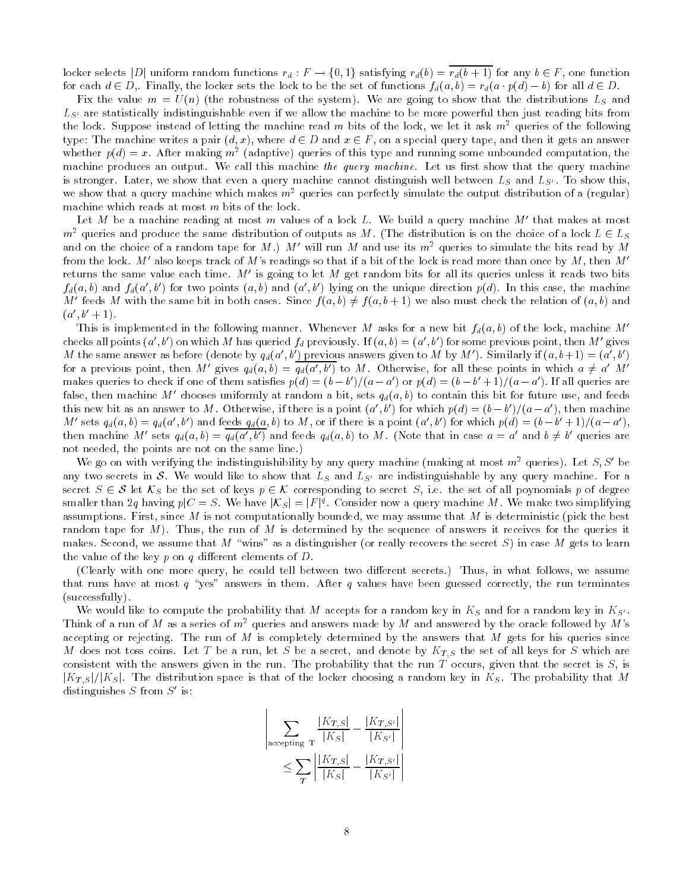locker selects $|D|$ uniform random functions $r_d : F \rightarrow \{0,1\}$ satisfying $r_d(b) = \overline{r_d(b+1)}$ for any $b \in F$, one function for each $d \in D$,. Finally, the locker sets the lock to be the set of functions $f_d(a,b) = r_d(a \cdot p(d) - b)$ for all $d \in D$.

Fix the value $m = U(n)$ (the robustness of the system). We are going to show that the distributions $L_S$ and $L_{S'}$ are statistically indistinguishable even if we allow the machine to be more powerful then just reading bits from the lock. Suppose instead of letting the machine read $m$ bits of the lock, we let it ask $m^2$ queries of the following type: The machine writes a pair $(d, x)$, where $d \in D$ and $x \in F$, on a special query tape, and then it gets an answer whether $p(d) = x$. After making $m^2$ (adaptive) queries of this type and running some unbounded computation, the machine produces an output. We call this machine *the query machine*. Let us first show that the query machine is stronger. Later, we show that even a query machine cannot distinguish well between $L_S$ and $L_{S'}$. To show this, we show that a query machine which makes $m^2$ queries can perfectly simulate the output distribution of a (regular) machine which reads at most $m$ bits of the lock.

Let $M$ be a machine reading at most $m$ values of a lock $L$. We build a query machine $M'$ that makes at most $m^2$ queries and produce the same distribution of outputs as $M$. (The distribution is on the choice of a lock $L \in L_S$ and on the choice of a random tape for $M$.) $M'$ will run $M$ and use its $m^2$ queries to simulate the bits read by $M$ from the lock. $M'$ also keeps track of $M$'s readings so that if a bit of the lock is read more than once by $M$, then $M'$ returns the same value each time. $M'$ is going to let $M$ get random bits for all its queries unless it reads two bits $f_d(a,b)$ and $f_d(a',b')$ for two points $(a,b)$ and $(a',b')$ lying on the unique direction $p(d)$. In this case, the machine $M'$ feeds $M$ with the same bit in both cases. Since $f(a,b) \neq f(a,b+1)$ we also must check the relation of $(a,b)$ and $(a', b'+1)$.

This is implemented in the following manner. Whenever $M$ asks for a new bit $f_d(a,b)$ of the lock, machine $M'$ checks all points $(a',b')$ on which $M$ has queried $f_d$ previously. If $(a,b) = (a',b')$ for some previous point, then $M'$ gives $M$ the same answer as before (denote by $q_d(a',b')$ previous answers given to $M$ by $M'$). Similarly if $(a, b+1) = (a',b')$ for a previous point, then $M'$ gives $q_d(a,b) = \overline{q_d(a',b')}$ to $M$. Otherwise, for all these points in which $a \neq a'$ $M'$ makes queries to check if one of them satisfies $p(d) = (b-b')/(a-a')$ or $p(d) = (b - b' + 1)/(a - a')$. If all queries are false, then machine $M'$ chooses uniformly at random a bit, sets $q_d(a,b)$ to contain this bit for future use, and feeds this new bit as an answer to $M$. Otherwise, if there is a point $(a',b')$ for which $p(d) = (b-b')/(a-a')$, then machine $M'$ sets $q_d(a,b) = q_d(a',b')$ and feeds $q_d(a,b)$ to $M$, or if there is a point $(a',b')$ for which $p(d) = (b - b' + 1)/(a - a')$, then machine $M'$ sets $q_d(a,b) = \overline{q_d(a',b')}$ and feeds $q_d(a,b)$ to $M$. (Note that in case $a = a'$ and $b \neq b'$ queries are not needed, the points are not on the same line.)

We go on with verifying the indistinguishibility by any query machine (making at most $m^2$ queries). Let $S, S'$ be any two secrets in $\mathcal{S}$. We would like to show that $L_S$ and $L_{S'}$ are indistinguishable by any query machine. For a secret $S \in \mathcal{S}$ let $\mathcal{K}_S$ be the set of keys $p \in \mathcal{K}$ corresponding to secret $S$, i.e. the set of all poynomials $p$ of degree smaller than $2q$ having $p|C = S$. We have $|\mathcal{K}_S| = |F|^q$. Consider now a query machine $M$. We make two simplifying assumptions. First, since $M$ is not computationally bounded, we may assume that $M$ is deterministic (pick the best random tape for $M$). Thus, the run of $M$ is determined by the sequence of answers it receives for the queries it makes. Second, we assume that $M$ "wins" as a distinguisher (or really recovers the secret $S$) in case $M$ gets to learn the value of the key $p$ on $q$ different elements of $D$.

(Clearly with one more query, he could tell between two different secrets.) Thus, in what follows, we assume that runs have at most $q$ "yes" answers in them. After $q$ values have been guessed correctly, the run terminates (successfully).

We would like to compute the probability that $M$ accepts for a random key in $K_S$ and for a random key in $K_{S'}$. Think of a run of $M$ as a series of $m^2$ queries and answers made by $M$ and answered by the oracle followed by $M$'s accepting or rejecting. The run of $M$ is completely determined by the answers that $M$ gets for his queries since $M$ does not toss coins. Let $T$ be a run, let $S$ be a secret, and denote by $K_{T,S}$ the set of all keys for $S$ which are consistent with the answers given in the run. The probability that the run $T$ occurs, given that the secret is $S$, is $|K_{T,S}|/|K_S|$. The distribution space is that of the locker choosing a random key in $K_S$. The probability that $M$ distinguishes $S$ from $S'$ is:

$$\left| \sum_{\text{accepting T}} \frac{|K_{T,S}|}{|K_S|} - \frac{|K_{T,S'}|}{|K_{S'}|} \right|$$

$$\leq \sum_{T} \left| \frac{|K_{T,S}|}{|K_S|} - \frac{|K_{T,S'}|}{|K_{S'}|} \right|$$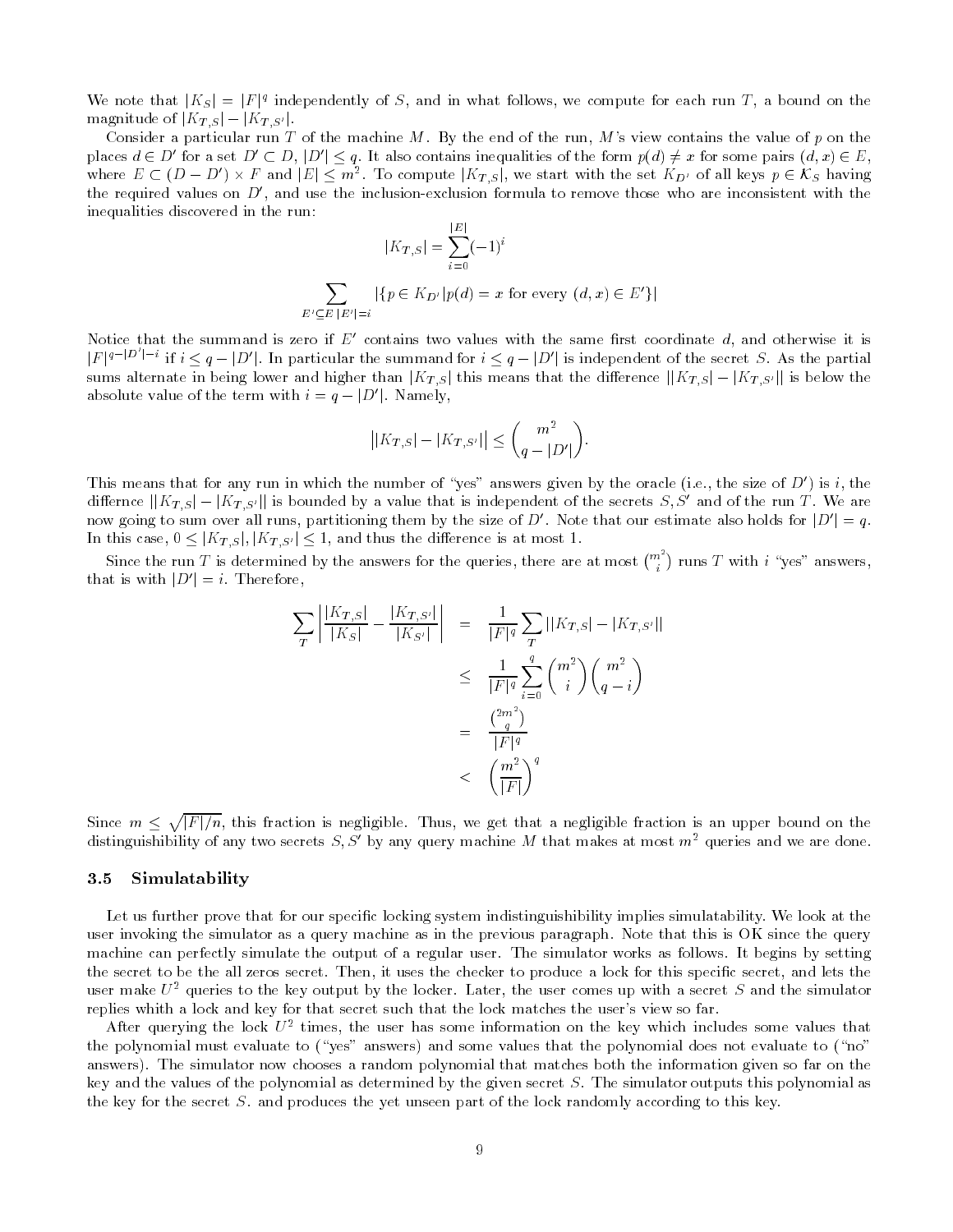We note that $|K_S| = |F|^q$ independently of $S$, and in what follows, we compute for each run $T$, a bound on the magnitude of $|K_{T,S}| - |K_{T,S'}|$.

Consider a particular run $T$ of the machine $M$. By the end of the run, $M$'s view contains the value of $p$ on the places $d \in D'$ for a set $D' \subset D$, $|D'| \leq q$. It also contains inequalities of the form $p(d) \neq x$ for some pairs $(d,x) \in E$, where $E \subset (D - D') \times F$ and $|E| \leq m^2$. To compute $|K_{T,S}|$, we start with the set $K_{D'}$ of all keys $p \in \mathcal{K}_S$ having the required values on $D'$, and use the inclusion-exclusion formula to remove those who are inconsistent with the inequalities discovered in the run:

$$|K_{T,S}| = \sum_{i=0}^{|E|} (-1)^i$$

$$\sum_{E' \subseteq E\, |E'|=i} |\{p \in K_{D'} | p(d) = x \text{ for every } (d,x) \in E'\}|$$

Notice that the summand is zero if $E'$ contains two values with the same first coordinate $d$, and otherwise it is $|F|^{q-|D'|-i}$ if $i \leq q - |D'|$. In particular the summand for $i \leq q - |D'|$ is independent of the secret $S$. As the partial sums alternate in being lower and higher than $|K_{T,S}|$ this means that the difference $||K_{T,S}| - |K_{T,S'}||$ is below the absolute value of the term with $i = q - |D'|$. Namely,

$$\big||K_{T,S}| - |K_{T,S'}|\big| \leq \binom{m^2}{q - |D'|}.$$

This means that for any run in which the number of "yes" answers given by the oracle (i.e., the size of $D'$) is $i$, the differnce $||K_{T,S}| - |K_{T,S'}||$ is bounded by a value that is independent of the secrets $S, S'$ and of the run $T$. We are now going to sum over all runs, partitioning them by the size of $D'$. Note that our estimate also holds for $|D'| = q$. In this case, $0 \leq |K_{T,S}|, |K_{T,S'}| \leq 1$, and thus the difference is at most 1.

Since the run $T$ is determined by the answers for the queries, there are at most $\binom{m^2}{i}$ runs $T$ with $i$ "yes" answers, that is with $|D'| = i$. Therefore,

$$\begin{aligned}
\sum_T \left| \frac{|K_{T,S}|}{|K_S|} - \frac{|K_{T,S'}|}{|K_{S'}|} \right| &= \frac{1}{|F|^q} \sum_T ||K_{T,S}| - |K_{T,S'}|| \\
&\leq \frac{1}{|F|^q} \sum_{i=0}^{q} \binom{m^2}{i}\binom{m^2}{q-i} \\
&= \frac{\binom{2m^2}{q}}{|F|^q} \\
&< \left(\frac{m^2}{|F|}\right)^q
\end{aligned}$$

Since $m \leq \sqrt{|F|/n}$, this fraction is negligible. Thus, we get that a negligible fraction is an upper bound on the distinguishibility of any two secrets $S, S'$ by any query machine $M$ that makes at most $m^2$ queries and we are done.

### 3.5 Simulatability

Let us further prove that for our specific locking system indistinguishibility implies simulatability. We look at the user invoking the simulator as a query machine as in the previous paragraph. Note that this is OK since the query machine can perfectly simulate the output of a regular user. The simulator works as follows. It begins by setting the secret to be the all zeros secret. Then, it uses the checker to produce a lock for this specific secret, and lets the user make $U^2$ queries to the key output by the locker. Later, the user comes up with a secret $S$ and the simulator replies whith a lock and key for that secret such that the lock matches the user's view so far.

After querying the lock $U^2$ times, the user has some information on the key which includes some values that the polynomial must evaluate to ("yes" answers) and some values that the polynomial does not evaluate to ("no" answers). The simulator now chooses a random polynomial that matches both the information given so far on the key and the values of the polynomial as determined by the given secret $S$. The simulator outputs this polynomial as the key for the secret $S$. and produces the yet unseen part of the lock randomly according to this key.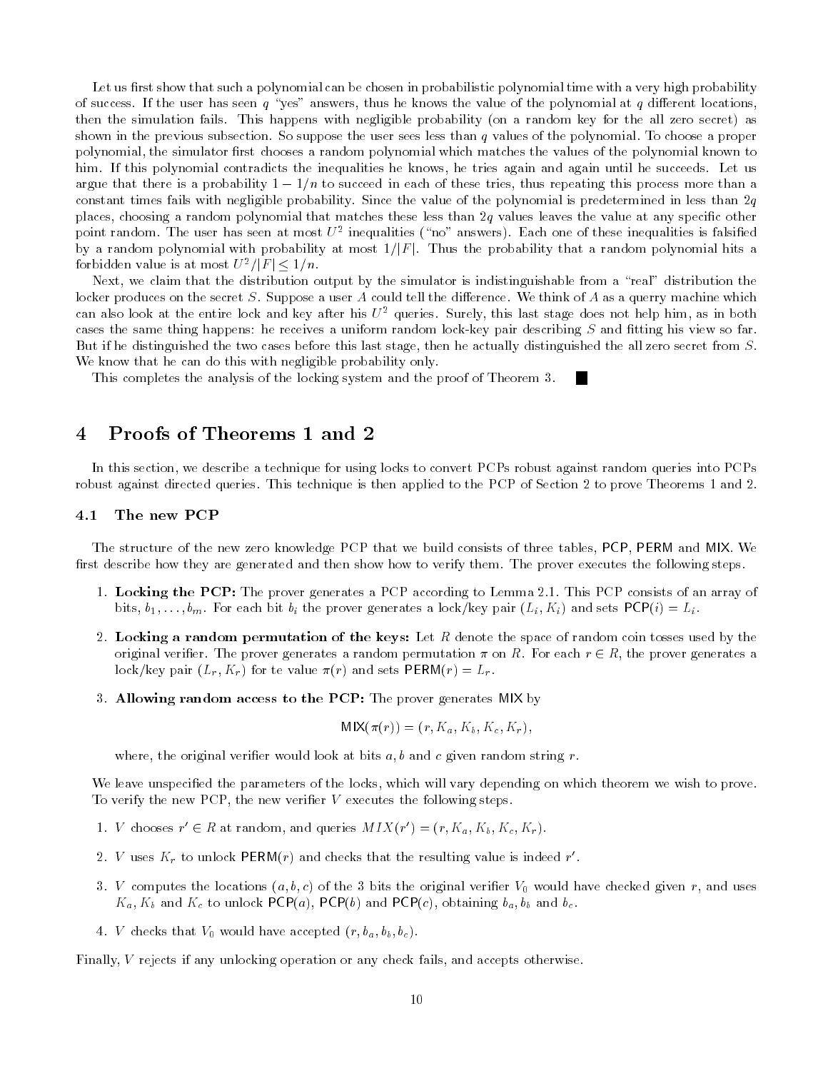Let us first show that such a polynomial can be chosen in probabilistic polynomial time with a very high probability of success. If the user has seen $q$ "yes" answers, thus he knows the value of the polynomial at $q$ different locations, then the simulation fails. This happens with negligible probability (on a random key for the all zero secret) as shown in the previous subsection. So suppose the user sees less than $q$ values of the polynomial. To choose a proper polynomial, the simulator first chooses a random polynomial which matches the values of the polynomial known to him. If this polynomial contradicts the inequalities he knows, he tries again and again until he succeeds. Let us argue that there is a probability $1 - 1/n$ to succeed in each of these tries, thus repeating this process more than a constant times fails with negligible probability. Since the value of the polynomial is predetermined in less than $2q$ places, choosing a random polynomial that matches these less than $2q$ values leaves the value at any specific other point random. The user has seen at most $U^2$ inequalities ("no" answers). Each one of these inequalities is falsified by a random polynomial with probability at most $1/|F|$. Thus the probability that a random polynomial hits a forbidden value is at most $U^2/|F| \leq 1/n$.

Next, we claim that the distribution output by the simulator is indistinguishable from a "real" distribution the locker produces on the secret $S$. Suppose a user $A$ could tell the difference. We think of $A$ as a querry machine which can also look at the entire lock and key after his $U^2$ queries. Surely, this last stage does not help him, as in both cases the same thing happens: he receives a uniform random lock-key pair describing $S$ and fitting his view so far. But if he distinguished the two cases before this last stage, then he actually distinguished the all zero secret from $S$. We know that he can do this with negligible probability only.

This completes the analysis of the locking system and the proof of Theorem 3. ■

# 4 Proofs of Theorems 1 and 2

In this section, we describe a technique for using locks to convert PCPs robust against random queries into PCPs robust against directed queries. This technique is then applied to the PCP of Section 2 to prove Theorems 1 and 2.

## 4.1 The new PCP

The structure of the new zero knowledge PCP that we build consists of three tables, PCP, PERM and MIX. We first describe how they are generated and then show how to verify them. The prover executes the following steps.

1. **Locking the PCP:** The prover generates a PCP according to Lemma 2.1. This PCP consists of an array of bits, $b_1, \ldots, b_m$. For each bit $b_i$ the prover generates a lock/key pair $(L_i, K_i)$ and sets $\mathsf{PCP}(i) = L_i$.
2. **Locking a random permutation of the keys:** Let $R$ denote the space of random coin tosses used by the original verifier. The prover generates a random permutation $\pi$ on $R$. For each $r \in R$, the prover generates a lock/key pair $(L_r, K_r)$ for te value $\pi(r)$ and sets $\mathsf{PERM}(r) = L_r$.
3. **Allowing random access to the PCP:** The prover generates MIX by
$$\mathsf{MIX}(\pi(r)) = (r, K_a, K_b, K_c, K_r),$$
where, the original verifier would look at bits $a, b$ and $c$ given random string $r$.

We leave unspecified the parameters of the locks, which will vary depending on which theorem we wish to prove. To verify the new PCP, the new verifier $V$ executes the following steps.

1. $V$ chooses $r' \in R$ at random, and queries $MIX(r') = (r, K_a, K_b, K_c, K_r)$.
2. $V$ uses $K_r$ to unlock $\mathsf{PERM}(r)$ and checks that the resulting value is indeed $r'$.
3. $V$ computes the locations $(a, b, c)$ of the 3 bits the original verifier $V_0$ would have checked given $r$, and uses $K_a$, $K_b$ and $K_c$ to unlock $\mathsf{PCP}(a)$, $\mathsf{PCP}(b)$ and $\mathsf{PCP}(c)$, obtaining $b_a, b_b$ and $b_c$.
4. $V$ checks that $V_0$ would have accepted $(r, b_a, b_b, b_c)$.

Finally, $V$ rejects if any unlocking operation or any check fails, and accepts otherwise.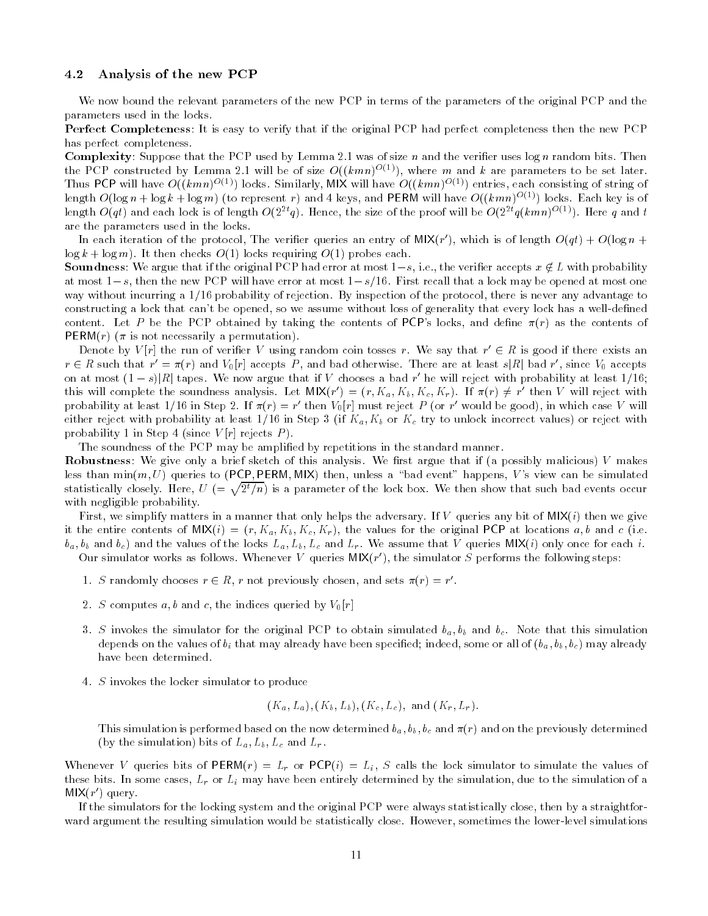### 4.2 Analysis of the new PCP

We now bound the relevant parameters of the new PCP in terms of the parameters of the original PCP and the parameters used in the locks.

**Perfect Completeness**: It is easy to verify that if the original PCP had perfect completeness then the new PCP has perfect completeness.

**Complexity**: Suppose that the PCP used by Lemma 2.1 was of size $n$ and the verifier uses $\log n$ random bits. Then the PCP constructed by Lemma 2.1 will be of size $O((kmn)^{O(1)})$, where $m$ and $k$ are parameters to be set later. Thus PCP will have $O((kmn)^{O(1)})$ locks. Similarly, MIX will have $O((kmn)^{O(1)})$ entries, each consisting of string of length $O(\log n + \log k + \log m)$ (to represent $r$) and 4 keys, and PERM will have $O((kmn)^{O(1)})$ locks. Each key is of length $O(qt)$ and each lock is of length $O(2^{2t}q)$. Hence, the size of the proof will be $O(2^{2t}q(kmn)^{O(1)})$. Here $q$ and $t$ are the parameters used in the locks.

In each iteration of the protocol, The verifier queries an entry of $\mathsf{MIX}(r')$, which is of length $O(qt) + O(\log n + \log k + \log m)$. It then checks $O(1)$ locks requiring $O(1)$ probes each.

**Soundness**: We argue that if the original PCP had error at most $1-s$, i.e., the verifier accepts $x \notin L$ with probability at most $1-s$, then the new PCP will have error at most $1-s/16$. First recall that a lock may be opened at most one way without incurring a $1/16$ probability of rejection. By inspection of the protocol, there is never any advantage to constructing a lock that can't be opened, so we assume without loss of generality that every lock has a well-defined content. Let $P$ be the PCP obtained by taking the contents of PCP's locks, and define $\pi(r)$ as the contents of $\mathsf{PERM}(r)$ ($\pi$ is not necessarily a permutation).

Denote by $V[r]$ the run of verifier $V$ using random coin tosses $r$. We say that $r' \in R$ is good if there exists an $r \in R$ such that $r' = \pi(r)$ and $V_0[r]$ accepts $P$, and bad otherwise. There are at least $s|R|$ bad $r'$, since $V_0$ accepts on at most $(1-s)|R|$ tapes. We now argue that if $V$ chooses a bad $r'$ he will reject with probability at least $1/16$; this will complete the soundness analysis. Let $\mathsf{MIX}(r') = (r, K_a, K_b, K_c, K_r)$. If $\pi(r) \neq r'$ then $V$ will reject with probability at least $1/16$ in Step 2. If $\pi(r) = r'$ then $V_0[r]$ must reject $P$ (or $r'$ would be good), in which case $V$ will either reject with probability at least $1/16$ in Step 3 (if $K_a, K_b$ or $K_c$ try to unlock incorrect values) or reject with probability 1 in Step 4 (since $V[r]$ rejects $P$).

The soundness of the PCP may be amplified by repetitions in the standard manner.

**Robustness**: We give only a brief sketch of this analysis. We first argue that if (a possibly malicious) $V$ makes less than $\min(m, U)$ queries to (PCP, PERM, MIX) then, unless a "bad event" happens, $V$'s view can be simulated statistically closely. Here, $U$ $(= \sqrt{2^t/n})$ is a parameter of the lock box. We then show that such bad events occur with negligible probability.

First, we simplify matters in a manner that only helps the adversary. If $V$ queries any bit of $\mathsf{MIX}(i)$ then we give it the entire contents of $\mathsf{MIX}(i) = (r, K_a, K_b, K_c, K_r)$, the values for the original PCP at locations $a, b$ and $c$ (i.e. $b_a, b_b$ and $b_c$) and the values of the locks $L_a, L_b, L_c$ and $L_r$. We assume that $V$ queries $\mathsf{MIX}(i)$ only once for each $i$.

Our simulator works as follows. Whenever $V$ queries $\mathsf{MIX}(r')$, the simulator $S$ performs the following steps:

1. $S$ randomly chooses $r \in R$, $r$ not previously chosen, and sets $\pi(r) = r'$.
2. $S$ computes $a, b$ and $c$, the indices queried by $V_0[r]$
3. $S$ invokes the simulator for the original PCP to obtain simulated $b_a, b_b$ and $b_c$. Note that this simulation depends on the values of $b_i$ that may already have been specified; indeed, some or all of $(b_a, b_b, b_c)$ may already have been determined.
4. $S$ invokes the locker simulator to produce

$$(K_a, L_a), (K_b, L_b), (K_c, L_c), \text{ and } (K_r, L_r).$$

This simulation is performed based on the now determined $b_a, b_b, b_c$ and $\pi(r)$ and on the previously determined (by the simulation) bits of $L_a, L_b, L_c$ and $L_r$.

Whenever $V$ queries bits of $\mathsf{PERM}(r) = L_r$ or $\mathsf{PCP}(i) = L_i$, $S$ calls the lock simulator to simulate the values of these bits. In some cases, $L_r$ or $L_i$ may have been entirely determined by the simulation, due to the simulation of a $\mathsf{MIX}(r')$ query.

If the simulators for the locking system and the original PCP were always statistically close, then by a straightforward argument the resulting simulation would be statistically close. However, sometimes the lower-level simulations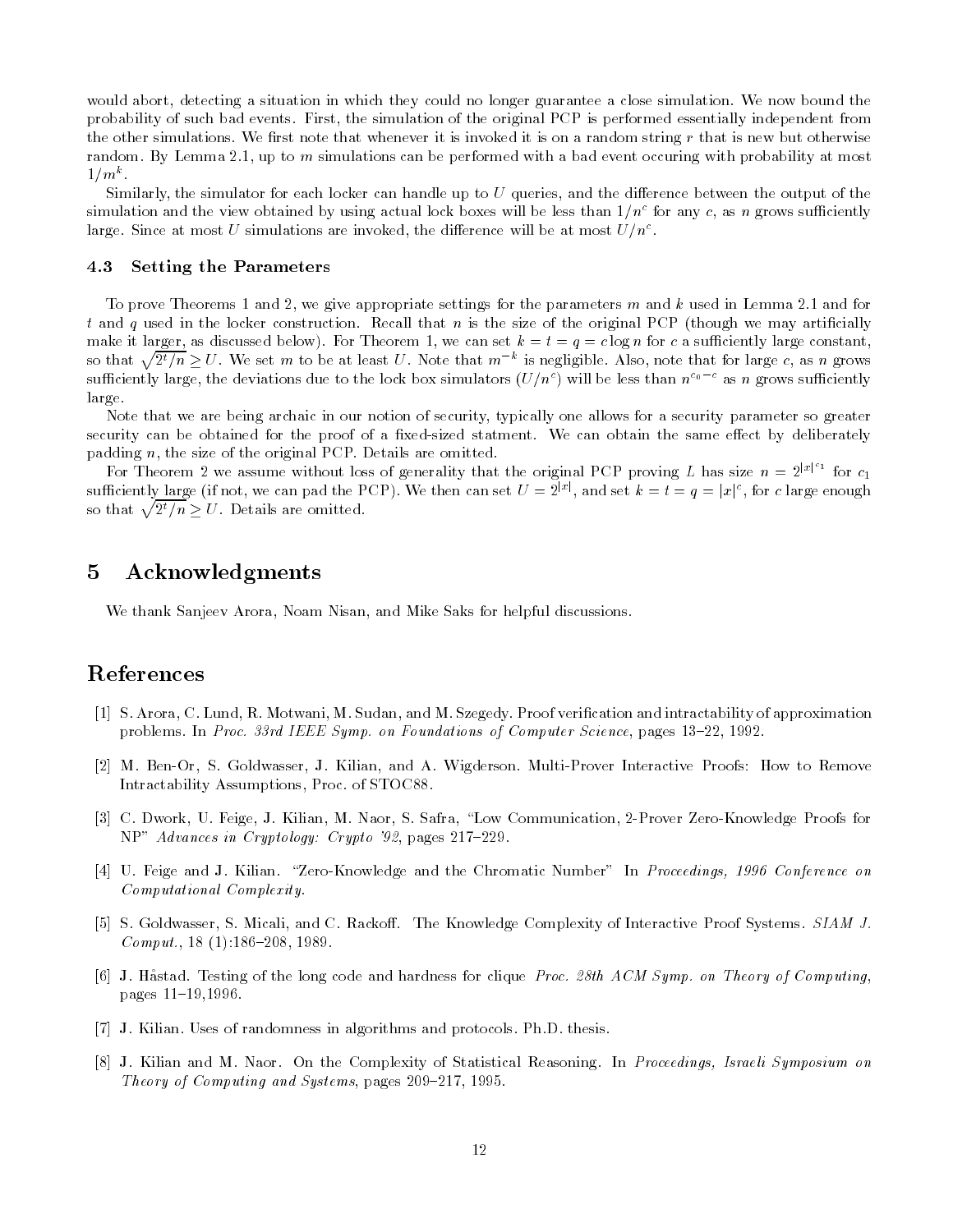would abort, detecting a situation in which they could no longer guarantee a close simulation. We now bound the probability of such bad events. First, the simulation of the original PCP is performed essentially independent from the other simulations. We first note that whenever it is invoked it is on a random string $r$ that is new but otherwise random. By Lemma 2.1, up to $m$ simulations can be performed with a bad event occuring with probability at most $1/m^k$.

Similarly, the simulator for each locker can handle up to $U$ queries, and the difference between the output of the simulation and the view obtained by using actual lock boxes will be less than $1/n^c$ for any $c$, as $n$ grows sufficiently large. Since at most $U$ simulations are invoked, the difference will be at most $U/n^c$.

### 4.3 Setting the Parameters

To prove Theorems 1 and 2, we give appropriate settings for the parameters $m$ and $k$ used in Lemma 2.1 and for $t$ and $q$ used in the locker construction. Recall that $n$ is the size of the original PCP (though we may artificially make it larger, as discussed below). For Theorem 1, we can set $k = t = q = c \log n$ for $c$ a sufficiently large constant, so that $\sqrt{2^t/n} \geq U$. We set $m$ to be at least $U$. Note that $m^{-k}$ is negligible. Also, note that for large $c$, as $n$ grows sufficiently large, the deviations due to the lock box simulators ($U/n^c$) will be less than $n^{c_0 - c}$ as $n$ grows sufficiently large.

Note that we are being archaic in our notion of security, typically one allows for a security parameter so greater security can be obtained for the proof of a fixed-sized statment. We can obtain the same effect by deliberately padding $n$, the size of the original PCP. Details are omitted.

For Theorem 2 we assume without loss of generality that the original PCP proving $L$ has size $n = 2^{|x|^{c_1}}$ for $c_1$ sufficiently large (if not, we can pad the PCP). We then can set $U = 2^{|x|}$, and set $k = t = q = |x|^c$, for $c$ large enough so that $\sqrt{2^t/n} \geq U$. Details are omitted.

## 5 Acknowledgments

We thank Sanjeev Arora, Noam Nisan, and Mike Saks for helpful discussions.

## References

[1] S. Arora, C. Lund, R. Motwani, M. Sudan, and M. Szegedy. Proof verification and intractability of approximation problems. In *Proc. 33rd IEEE Symp. on Foundations of Computer Science*, pages 13–22, 1992.

[2] M. Ben-Or, S. Goldwasser, J. Kilian, and A. Wigderson. Multi-Prover Interactive Proofs: How to Remove Intractability Assumptions, Proc. of STOC88.

[3] C. Dwork, U. Feige, J. Kilian, M. Naor, S. Safra, "Low Communication, 2-Prover Zero-Knowledge Proofs for NP" *Advances in Cryptology: Crypto '92*, pages 217–229.

[4] U. Feige and J. Kilian. "Zero-Knowledge and the Chromatic Number" In *Proceedings, 1996 Conference on Computational Complexity.*

[5] S. Goldwasser, S. Micali, and C. Rackoff. The Knowledge Complexity of Interactive Proof Systems. *SIAM J. Comput.*, 18 (1):186–208, 1989.

[6] J. Håstad. Testing of the long code and hardness for clique *Proc. 28th ACM Symp. on Theory of Computing*, pages 11–19,1996.

[7] J. Kilian. Uses of randomness in algorithms and protocols. Ph.D. thesis.

[8] J. Kilian and M. Naor. On the Complexity of Statistical Reasoning. In *Proceedings, Israeli Symposium on Theory of Computing and Systems*, pages 209–217, 1995.